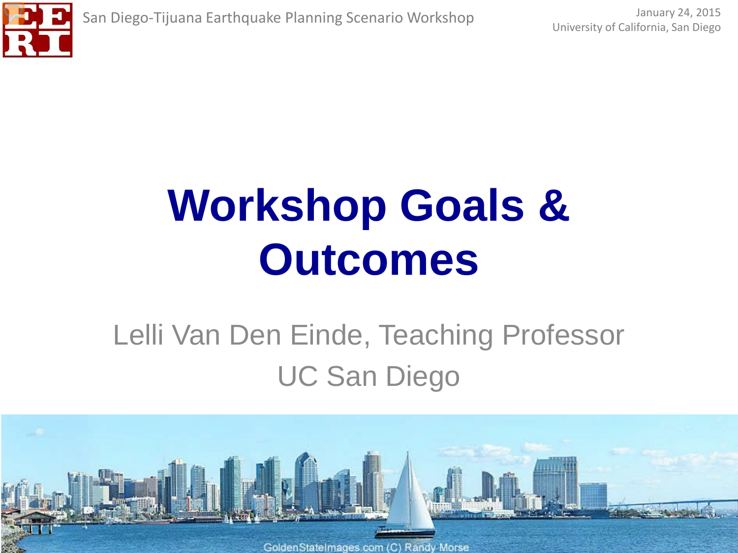San Diego-Tijuana Earthquake Planning Scenario Workshop

January 24, 2015
University of California, San Diego

# Workshop Goals & Outcomes

Lelli Van Den Einde, Teaching Professor

UC San Diego

GoldenStateImages.com (C) Randy Morse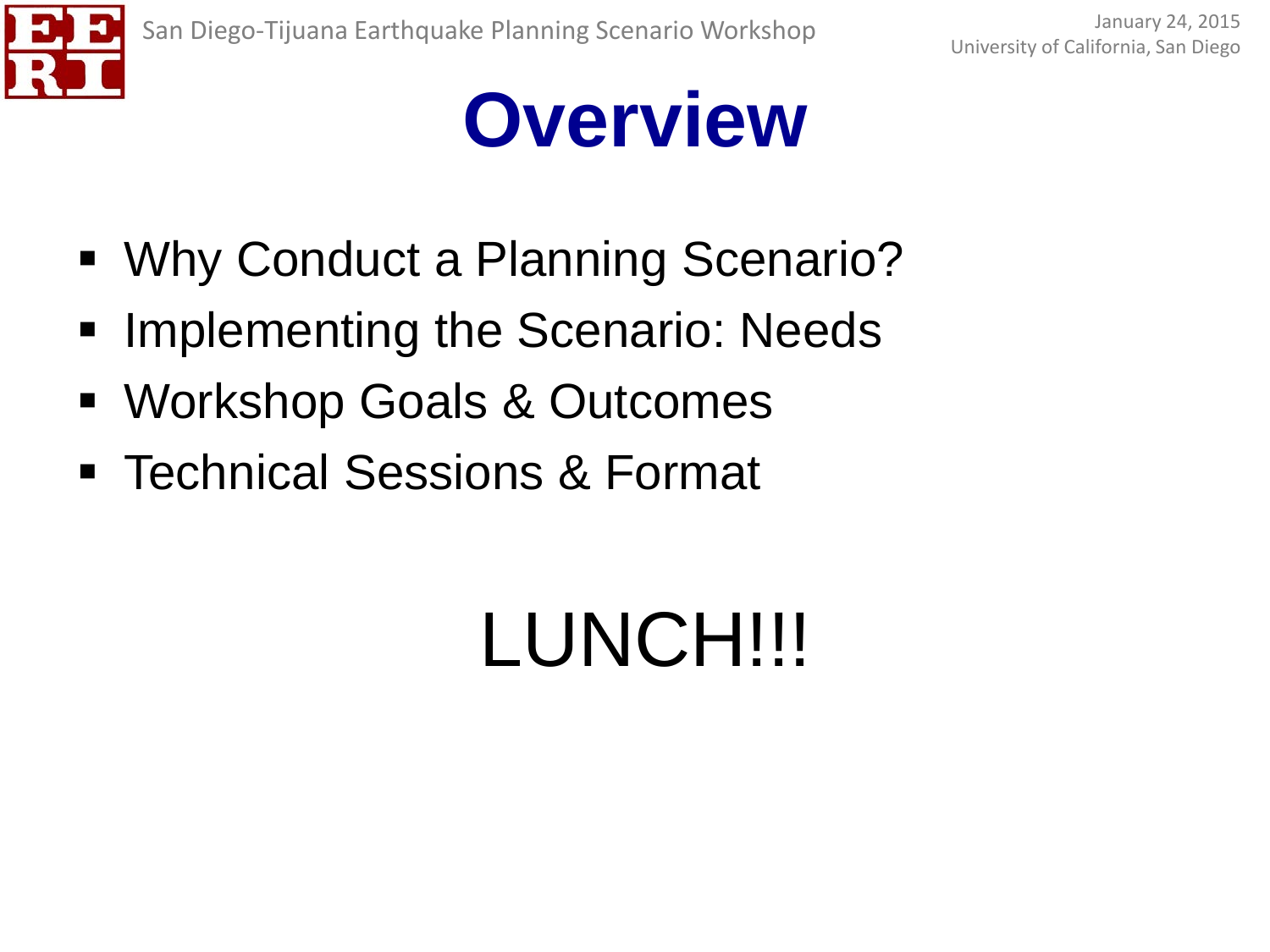# Overview

- Why Conduct a Planning Scenario?
- Implementing the Scenario: Needs
- Workshop Goals & Outcomes
- Technical Sessions & Format

LUNCH!!!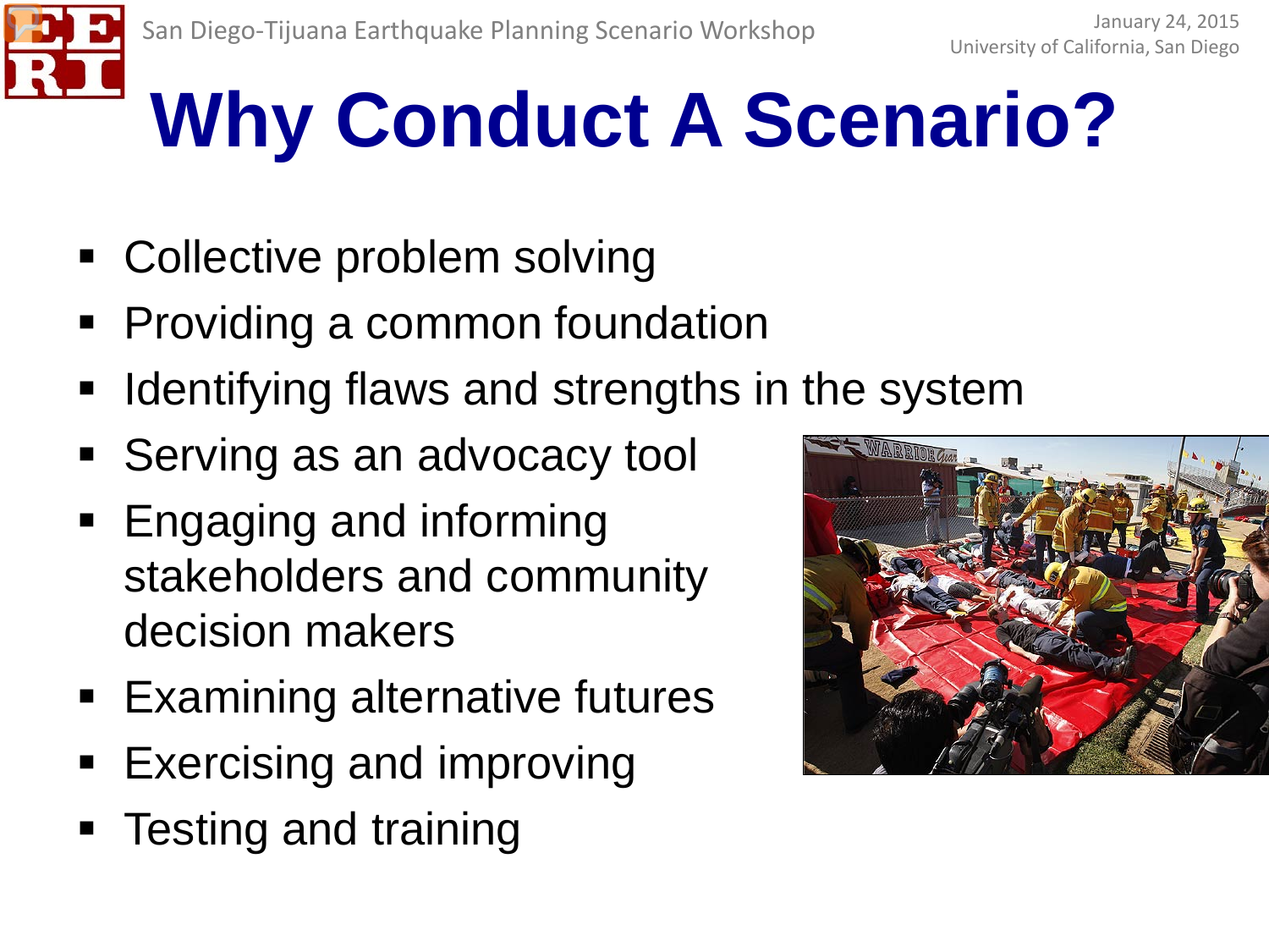# Why Conduct A Scenario?

- Collective problem solving
- Providing a common foundation
- Identifying flaws and strengths in the system
- Serving as an advocacy tool
- Engaging and informing stakeholders and community decision makers
- Examining alternative futures
- Exercising and improving
- Testing and training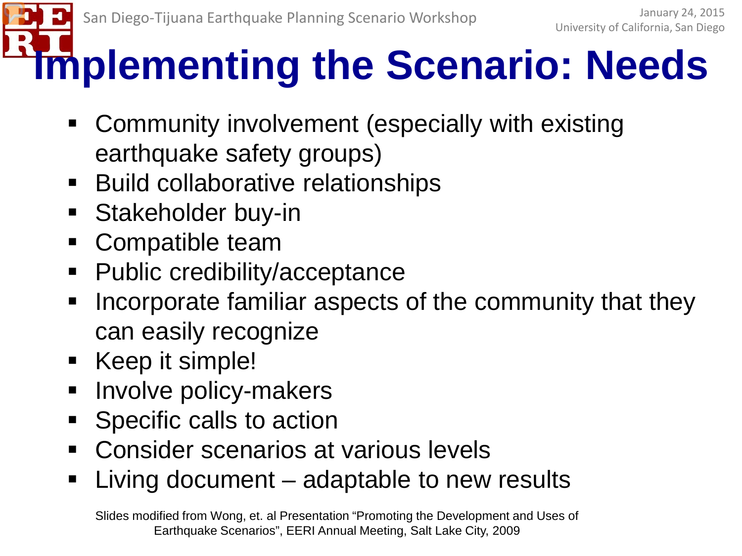# Implementing the Scenario: Needs

- Community involvement (especially with existing earthquake safety groups)
- Build collaborative relationships
- Stakeholder buy-in
- Compatible team
- Public credibility/acceptance
- Incorporate familiar aspects of the community that they can easily recognize
- Keep it simple!
- Involve policy-makers
- Specific calls to action
- Consider scenarios at various levels
- Living document – adaptable to new results

Slides modified from Wong, et. al Presentation "Promoting the Development and Uses of Earthquake Scenarios", EERI Annual Meeting, Salt Lake City, 2009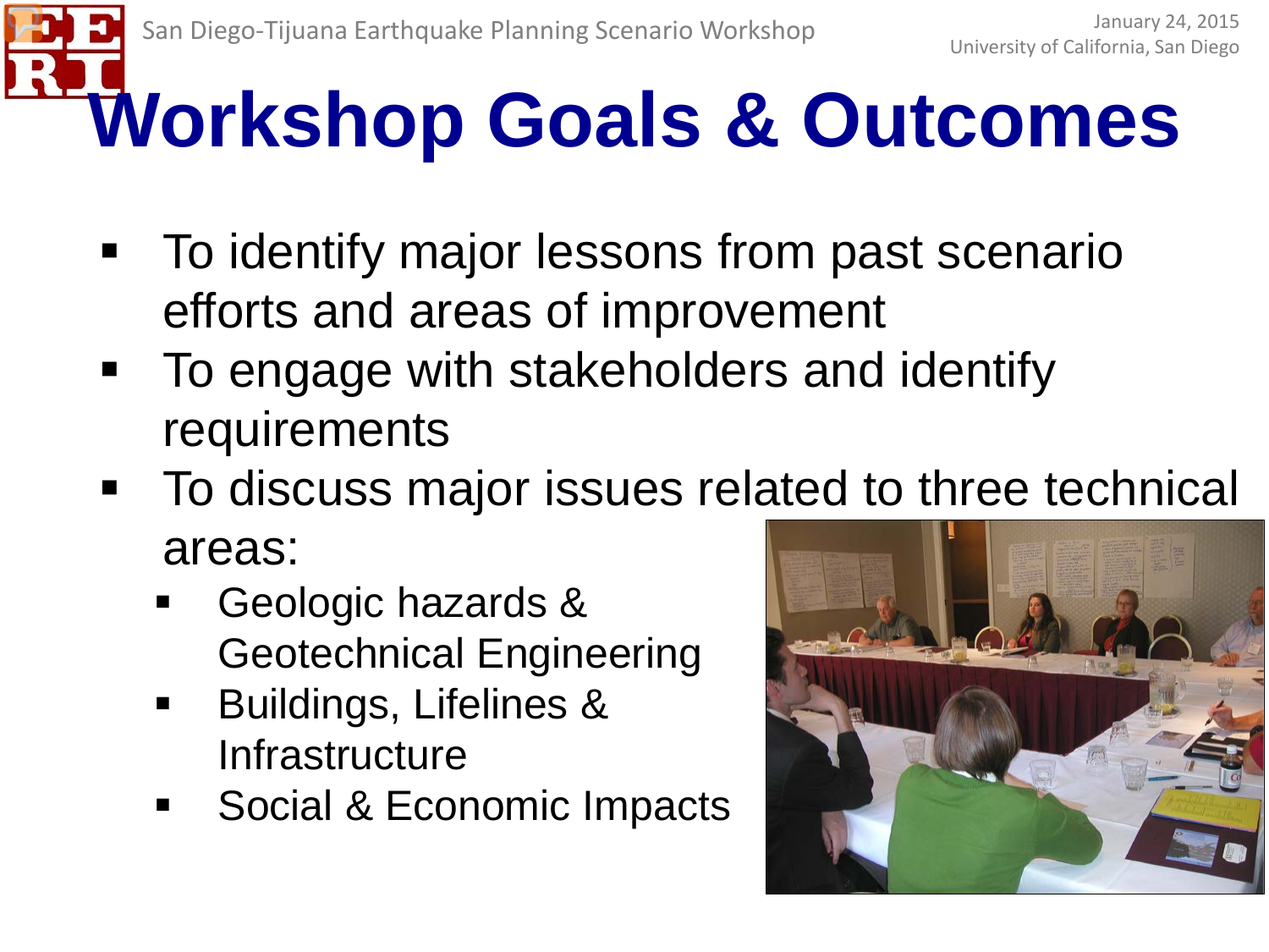# Workshop Goals & Outcomes

- To identify major lessons from past scenario efforts and areas of improvement
- To engage with stakeholders and identify requirements
- To discuss major issues related to three technical areas:
  - Geologic hazards & Geotechnical Engineering
  - Buildings, Lifelines & Infrastructure
  - Social & Economic Impacts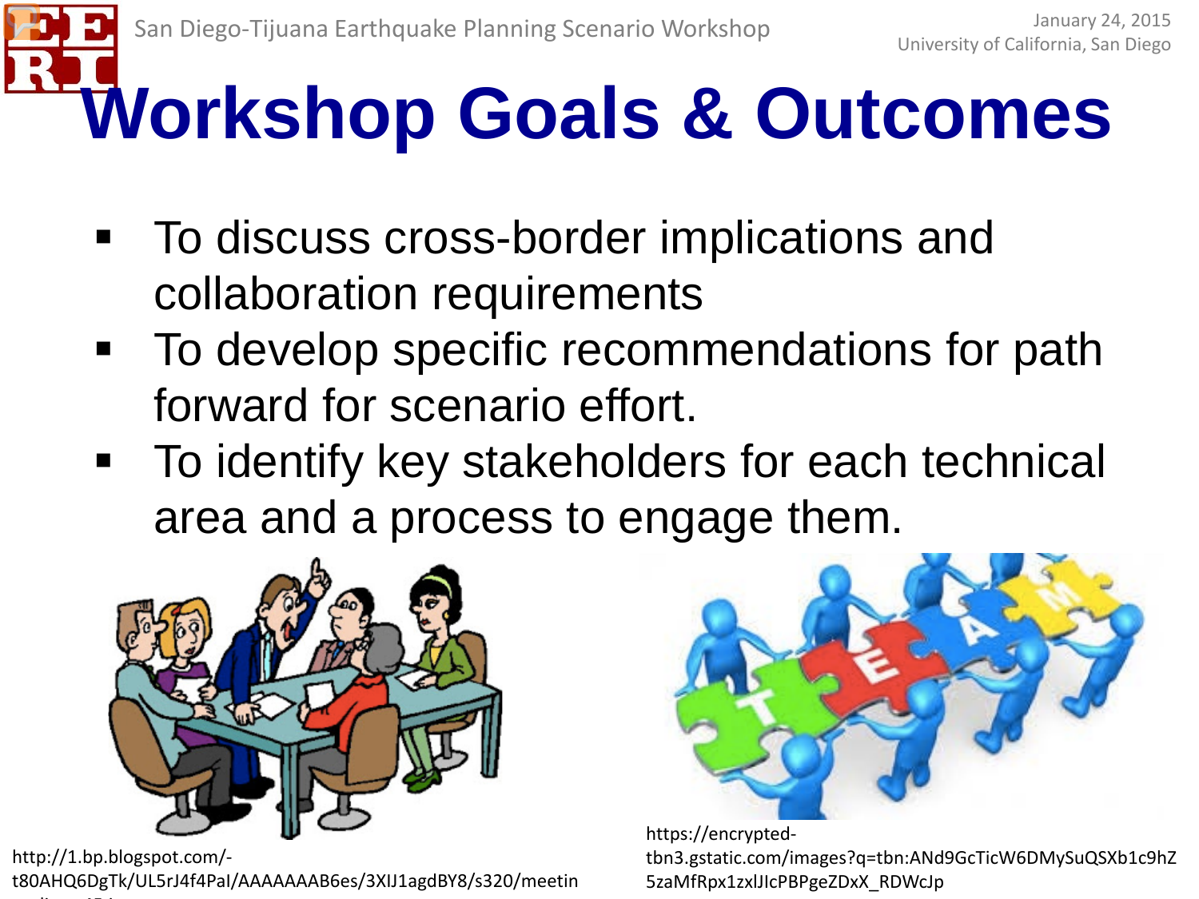# Workshop Goals & Outcomes

- To discuss cross-border implications and collaboration requirements
- To develop specific recommendations for path forward for scenario effort.
- To identify key stakeholders for each technical area and a process to engage them.

http://1.bp.blogspot.com/-t80AHQ6DgTk/UL5rJ4f4PaI/AAAAAAAB6es/3XlJ1agdBY8/s320/meetin

https://encrypted-tbn3.gstatic.com/images?q=tbn:ANd9GcTicW6DMySuQSXb1c9hZ5zaMfRpx1zxlJIcPBPgeZDxX_RDWcJp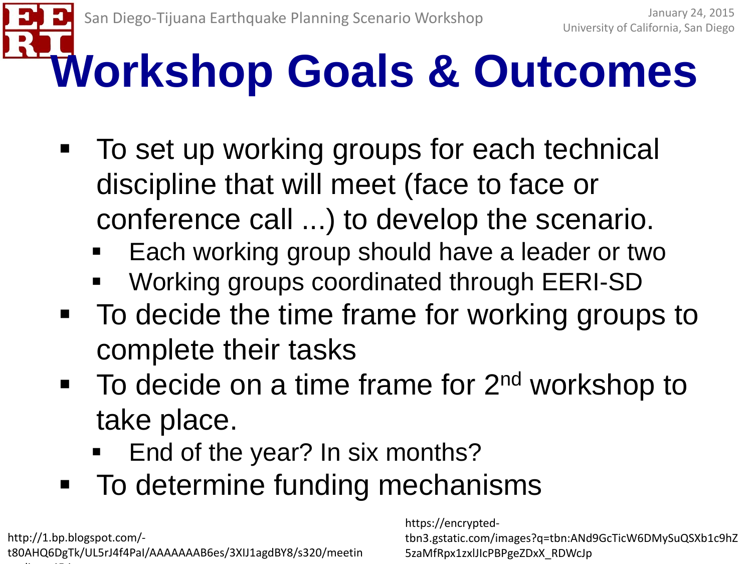# Workshop Goals & Outcomes

- To set up working groups for each technical discipline that will meet (face to face or conference call ...) to develop the scenario.
  - Each working group should have a leader or two
  - Working groups coordinated through EERI-SD
- To decide the time frame for working groups to complete their tasks
- To decide on a time frame for 2nd workshop to take place.
  - End of the year? In six months?
- To determine funding mechanisms

http://1.bp.blogspot.com/-t80AHQ6DgTk/UL5rJ4f4PaI/AAAAAAAAB6es/3XIJ1agdBY8/s320/meetin

https://encrypted-tbn3.gstatic.com/images?q=tbn:ANd9GcTicW6DMySuQSXb1c9hZ5zaMfRpx1zxlJIcPBPgeZDxX_RDWcJp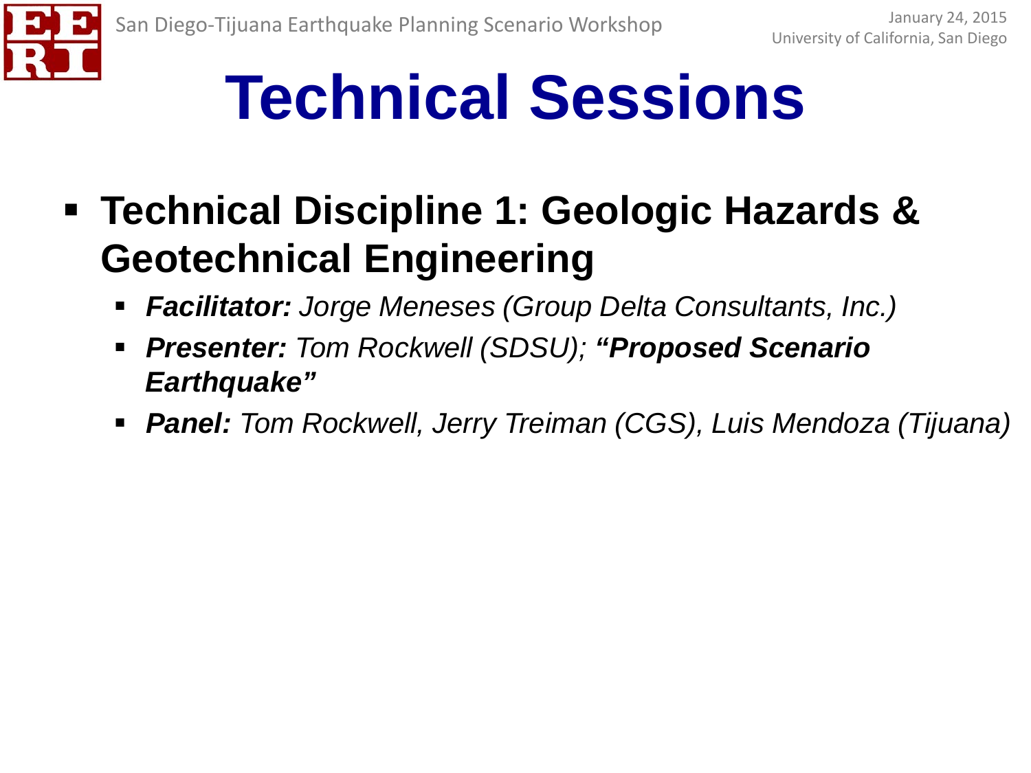# Technical Sessions

- **Technical Discipline 1: Geologic Hazards & Geotechnical Engineering**
  - ***Facilitator:*** *Jorge Meneses (Group Delta Consultants, Inc.)*
  - ***Presenter:*** *Tom Rockwell (SDSU);* ***"Proposed Scenario Earthquake"***
  - ***Panel:*** *Tom Rockwell, Jerry Treiman (CGS), Luis Mendoza (Tijuana)*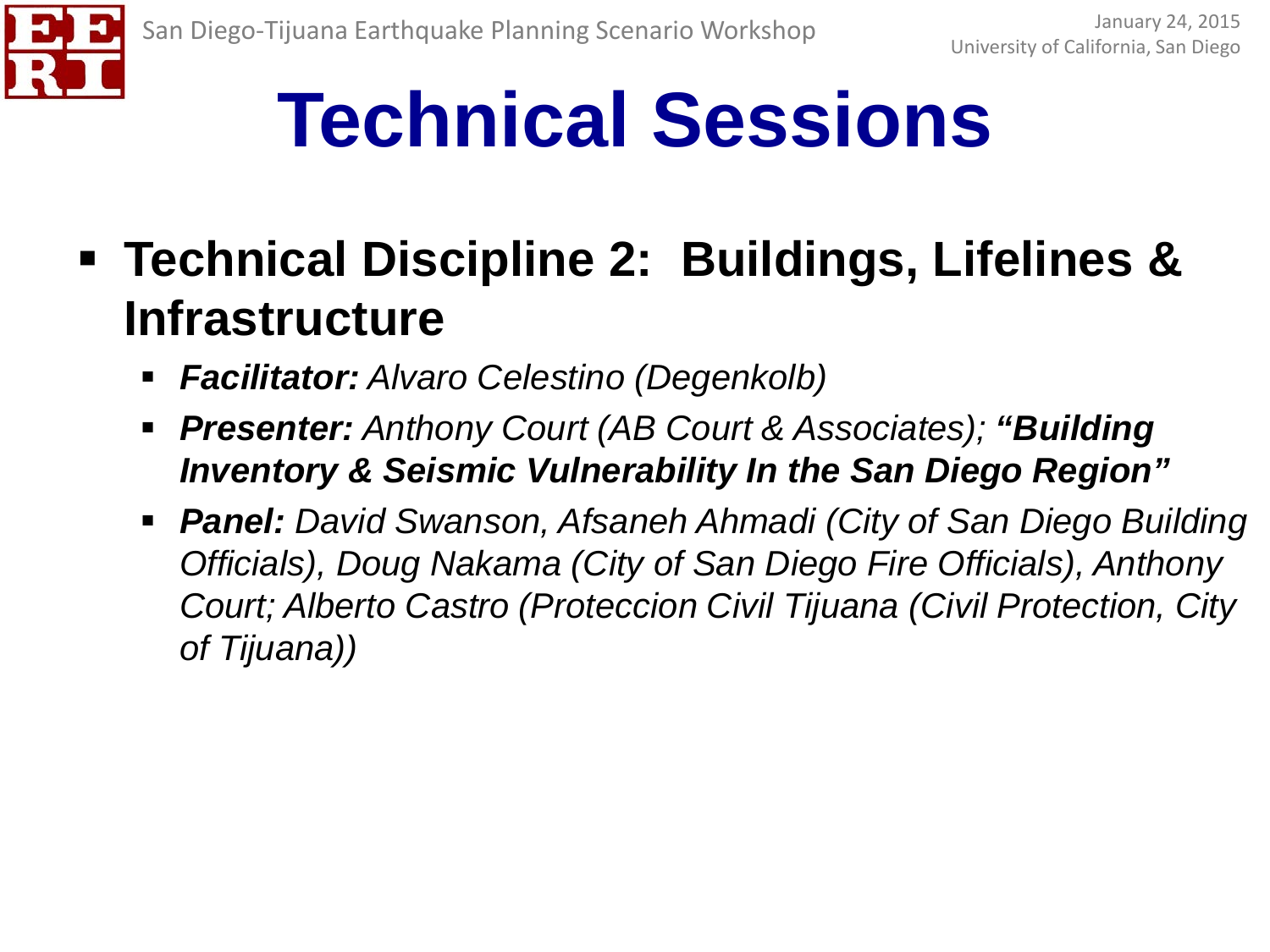# Technical Sessions

- **Technical Discipline 2: Buildings, Lifelines & Infrastructure**
  - ***Facilitator:*** *Alvaro Celestino (Degenkolb)*
  - ***Presenter:*** *Anthony Court (AB Court & Associates);* ***"Building Inventory & Seismic Vulnerability In the San Diego Region"***
  - ***Panel:*** *David Swanson, Afsaneh Ahmadi (City of San Diego Building Officials), Doug Nakama (City of San Diego Fire Officials), Anthony Court; Alberto Castro (Proteccion Civil Tijuana (Civil Protection, City of Tijuana))*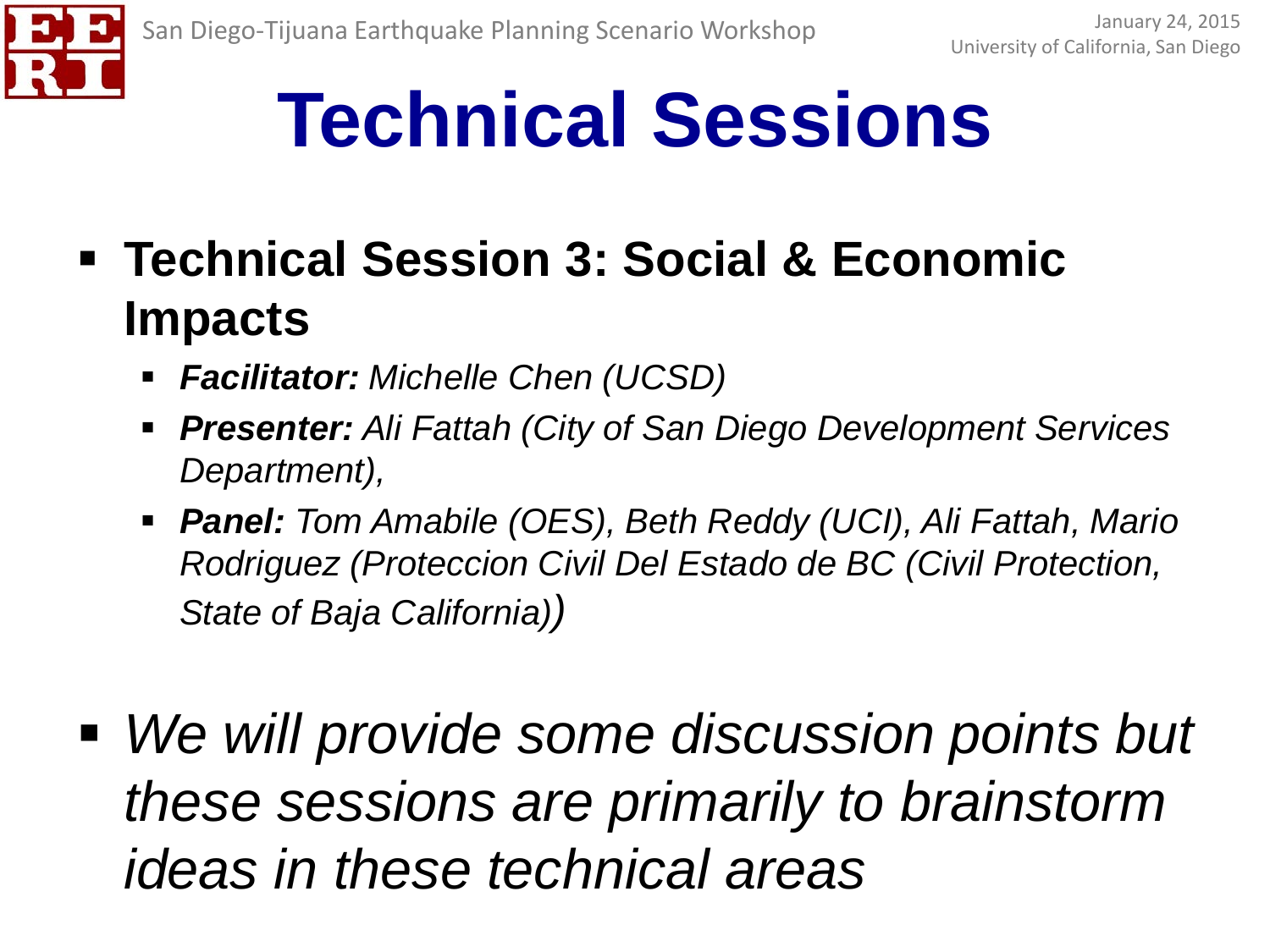# Technical Sessions

- **Technical Session 3: Social & Economic Impacts**
  - ***Facilitator:*** *Michelle Chen (UCSD)*
  - ***Presenter:*** *Ali Fattah (City of San Diego Development Services Department),*
  - ***Panel:*** *Tom Amabile (OES), Beth Reddy (UCI), Ali Fattah, Mario Rodriguez (Proteccion Civil Del Estado de BC (Civil Protection, State of Baja California))*

- *We will provide some discussion points but these sessions are primarily to brainstorm ideas in these technical areas*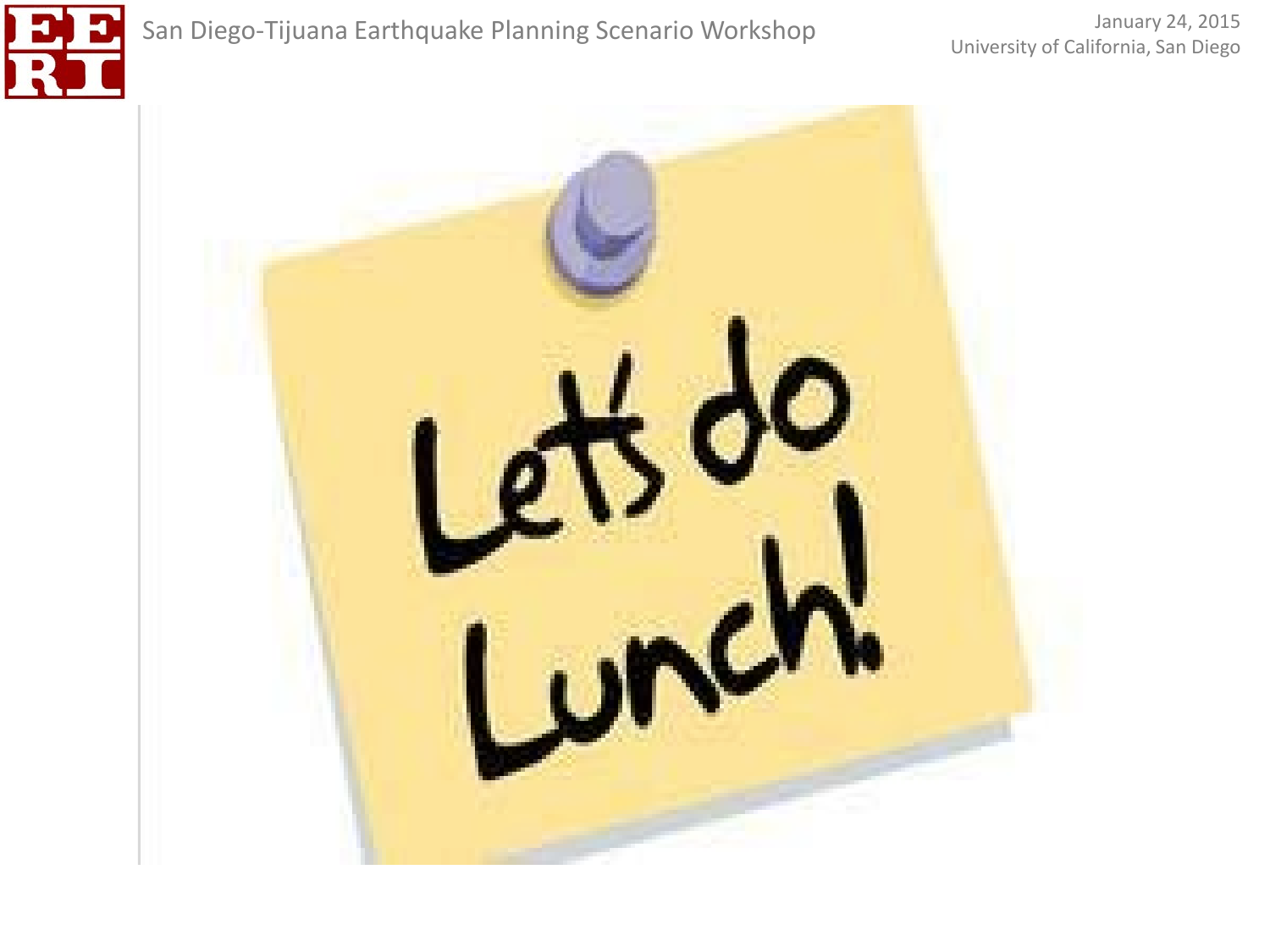Let's do Lunch!